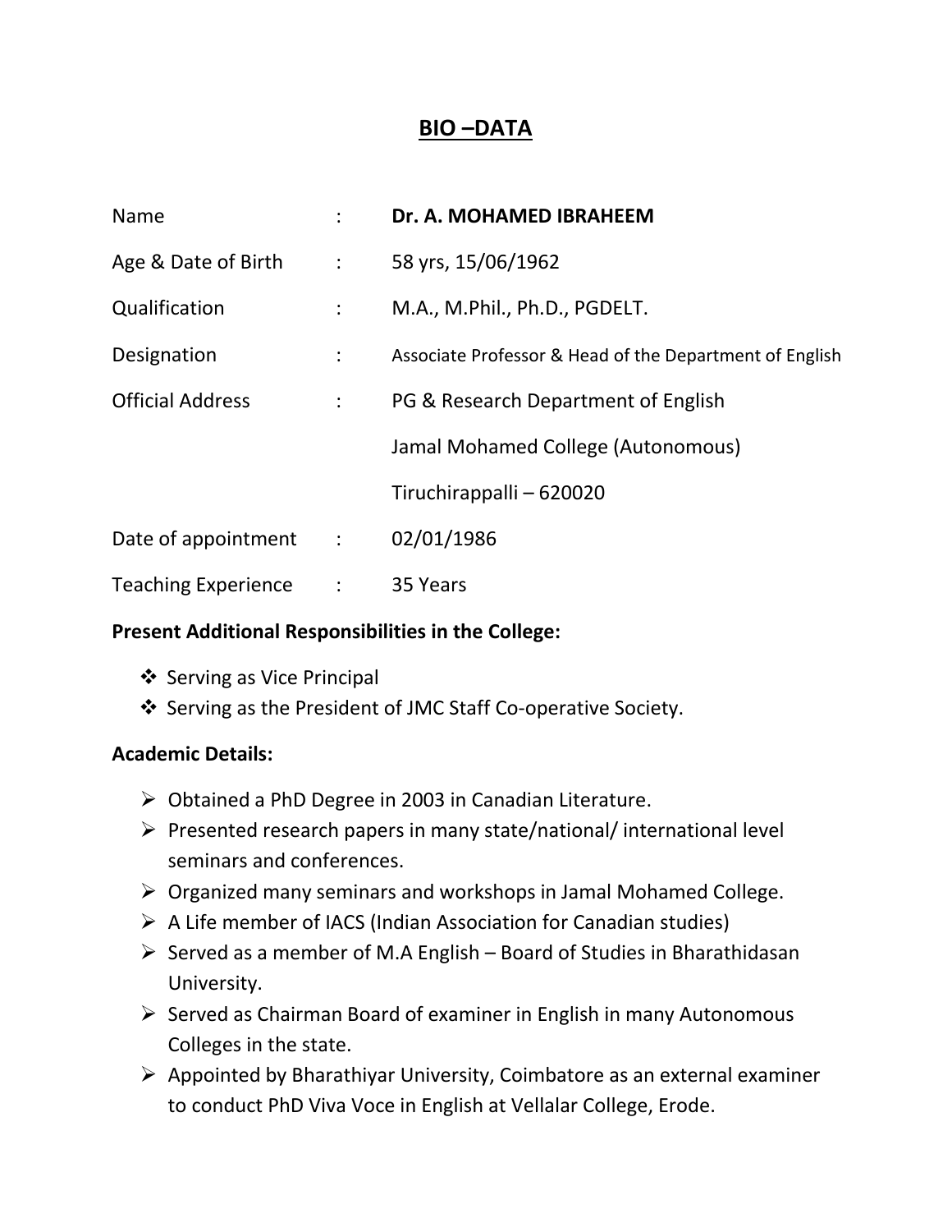# BIO –DATA

| | | |
|---|---|---|
| Name | : | **Dr. A. MOHAMED IBRAHEEM** |
| Age & Date of Birth | : | 58 yrs, 15/06/1962 |
| Qualification | : | M.A., M.Phil., Ph.D., PGDELT. |
| Designation | : | Associate Professor & Head of the Department of English |
| Official Address | : | PG & Research Department of English<br>Jamal Mohamed College (Autonomous)<br>Tiruchirappalli – 620020 |
| Date of appointment | : | 02/01/1986 |
| Teaching Experience | : | 35 Years |

**Present Additional Responsibilities in the College:**

- Serving as Vice Principal
- Serving as the President of JMC Staff Co-operative Society.

**Academic Details:**

- Obtained a PhD Degree in 2003 in Canadian Literature.
- Presented research papers in many state/national/ international level seminars and conferences.
- Organized many seminars and workshops in Jamal Mohamed College.
- A Life member of IACS (Indian Association for Canadian studies)
- Served as a member of M.A English – Board of Studies in Bharathidasan University.
- Served as Chairman Board of examiner in English in many Autonomous Colleges in the state.
- Appointed by Bharathiyar University, Coimbatore as an external examiner to conduct PhD Viva Voce in English at Vellalar College, Erode.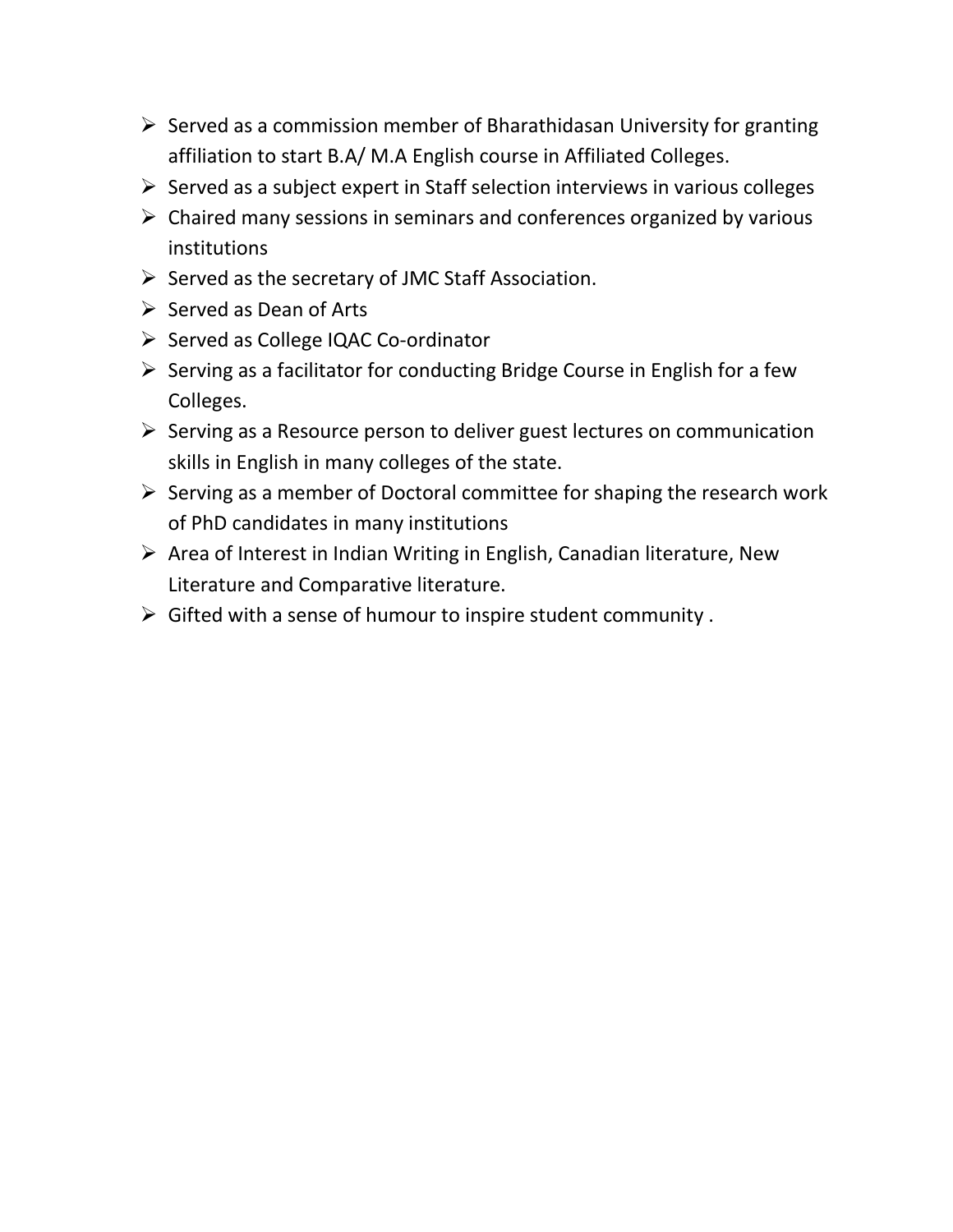- Served as a commission member of Bharathidasan University for granting affiliation to start B.A/ M.A English course in Affiliated Colleges.
- Served as a subject expert in Staff selection interviews in various colleges
- Chaired many sessions in seminars and conferences organized by various institutions
- Served as the secretary of JMC Staff Association.
- Served as Dean of Arts
- Served as College IQAC Co-ordinator
- Serving as a facilitator for conducting Bridge Course in English for a few Colleges.
- Serving as a Resource person to deliver guest lectures on communication skills in English in many colleges of the state.
- Serving as a member of Doctoral committee for shaping the research work of PhD candidates in many institutions
- Area of Interest in Indian Writing in English, Canadian literature, New Literature and Comparative literature.
- Gifted with a sense of humour to inspire student community .